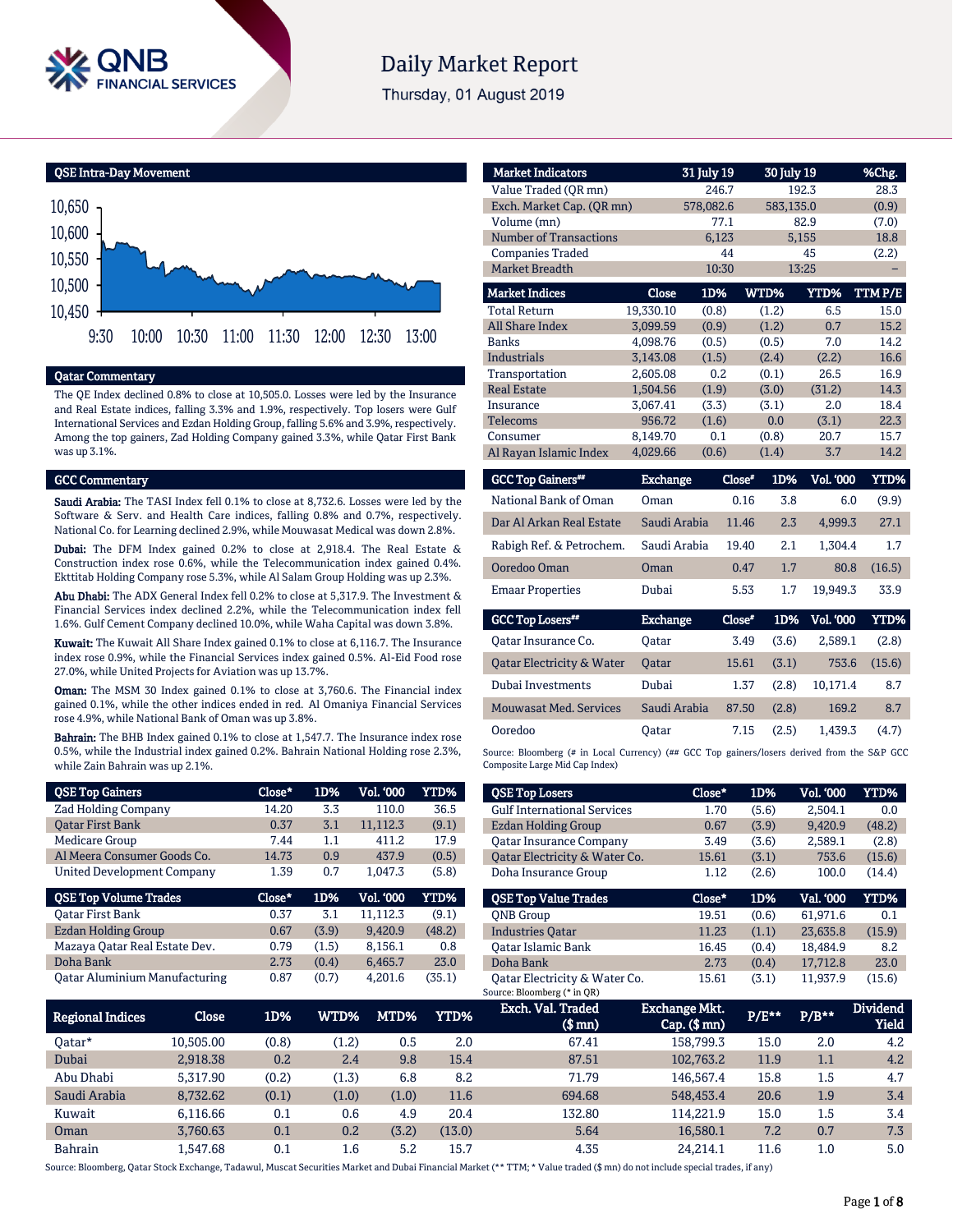# Daily Market Report

Thursday, 01 August 2019

## QSE Intra-Day Movement

## Qatar Commentary

The QE Index declined 0.8% to close at 10,505.0. Losses were led by the Insurance and Real Estate indices, falling 3.3% and 1.9%, respectively. Top losers were Gulf International Services and Ezdan Holding Group, falling 5.6% and 3.9%, respectively. Among the top gainers, Zad Holding Company gained 3.3%, while Qatar First Bank was up 3.1%.

## GCC Commentary

**Saudi Arabia:** The TASI Index fell 0.1% to close at 8,732.6. Losses were led by the Software & Serv. and Health Care indices, falling 0.8% and 0.7%, respectively. National Co. for Learning declined 2.9%, while Mouwasat Medical was down 2.8%.

**Dubai:** The DFM Index gained 0.2% to close at 2,918.4. The Real Estate & Construction index rose 0.6%, while the Telecommunication index gained 0.4%. Ekttitab Holding Company rose 5.3%, while Al Salam Group Holding was up 2.3%.

**Abu Dhabi:** The ADX General Index fell 0.2% to close at 5,317.9. The Investment & Financial Services index declined 2.2%, while the Telecommunication index fell 1.6%. Gulf Cement Company declined 10.0%, while Waha Capital was down 3.8%.

**Kuwait:** The Kuwait All Share Index gained 0.1% to close at 6,116.7. The Insurance index rose 0.9%, while the Financial Services index gained 0.5%. Al-Eid Food rose 27.0%, while United Projects for Aviation was up 13.7%.

**Oman:** The MSM 30 Index gained 0.1% to close at 3,760.6. The Financial index gained 0.1%, while the other indices ended in red. Al Omaniya Financial Services rose 4.9%, while National Bank of Oman was up 3.8%.

**Bahrain:** The BHB Index gained 0.1% to close at 1,547.7. The Insurance index rose 0.5%, while the Industrial index gained 0.2%. Bahrain National Holding rose 2.3%, while Zain Bahrain was up 2.1%.

| Market Indicators | 31 July 19 | 30 July 19 | %Chg. |
|---|---|---|---|
| Value Traded (QR mn) | 246.7 | 192.3 | 28.3 |
| Exch. Market Cap. (QR mn) | 578,082.6 | 583,135.0 | (0.9) |
| Volume (mn) | 77.1 | 82.9 | (7.0) |
| Number of Transactions | 6,123 | 5,155 | 18.8 |
| Companies Traded | 44 | 45 | (2.2) |
| Market Breadth | 10:30 | 13:25 | – |

| Market Indices | Close | 1D% | WTD% | YTD% | TTM P/E |
|---|---|---|---|---|---|
| Total Return | 19,330.10 | (0.8) | (1.2) | 6.5 | 15.0 |
| All Share Index | 3,099.59 | (0.9) | (1.2) | 0.7 | 15.2 |
| Banks | 4,098.76 | (0.5) | (0.5) | 7.0 | 14.2 |
| Industrials | 3,143.08 | (1.5) | (2.4) | (2.2) | 16.6 |
| Transportation | 2,605.08 | 0.2 | (0.1) | 26.5 | 16.9 |
| Real Estate | 1,504.56 | (1.9) | (3.0) | (31.2) | 14.3 |
| Insurance | 3,067.41 | (3.3) | (3.1) | 2.0 | 18.4 |
| Telecoms | 956.72 | (1.6) | 0.0 | (3.1) | 22.3 |
| Consumer | 8,149.70 | 0.1 | (0.8) | 20.7 | 15.7 |
| Al Rayan Islamic Index | 4,029.66 | (0.6) | (1.4) | 3.7 | 14.2 |

| GCC Top Gainers## | Exchange | Close# | 1D% | Vol. '000 | YTD% |
|---|---|---|---|---|---|
| National Bank of Oman | Oman | 0.16 | 3.8 | 6.0 | (9.9) |
| Dar Al Arkan Real Estate | Saudi Arabia | 11.46 | 2.3 | 4,999.3 | 27.1 |
| Rabigh Ref. & Petrochem. | Saudi Arabia | 19.40 | 2.1 | 1,304.4 | 1.7 |
| Ooredoo Oman | Oman | 0.47 | 1.7 | 80.8 | (16.5) |
| Emaar Properties | Dubai | 5.53 | 1.7 | 19,949.3 | 33.9 |

| GCC Top Losers## | Exchange | Close# | 1D% | Vol. '000 | YTD% |
|---|---|---|---|---|---|
| Qatar Insurance Co. | Qatar | 3.49 | (3.6) | 2,589.1 | (2.8) |
| Qatar Electricity & Water | Qatar | 15.61 | (3.1) | 753.6 | (15.6) |
| Dubai Investments | Dubai | 1.37 | (2.8) | 10,171.4 | 8.7 |
| Mouwasat Med. Services | Saudi Arabia | 87.50 | (2.8) | 169.2 | 8.7 |
| Ooredoo | Qatar | 7.15 | (2.5) | 1,439.3 | (4.7) |

Source: Bloomberg (# in Local Currency) (## GCC Top gainers/losers derived from the S&P GCC Composite Large Mid Cap Index)

| QSE Top Gainers | Close* | 1D% | Vol. '000 | YTD% |
|---|---|---|---|---|
| Zad Holding Company | 14.20 | 3.3 | 110.0 | 36.5 |
| Qatar First Bank | 0.37 | 3.1 | 11,112.3 | (9.1) |
| Medicare Group | 7.44 | 1.1 | 411.2 | 17.9 |
| Al Meera Consumer Goods Co. | 14.73 | 0.9 | 437.9 | (0.5) |
| United Development Company | 1.39 | 0.7 | 1,047.3 | (5.8) |

| QSE Top Losers | Close* | 1D% | Vol. '000 | YTD% |
|---|---|---|---|---|
| Gulf International Services | 1.70 | (5.6) | 2,504.1 | 0.0 |
| Ezdan Holding Group | 0.67 | (3.9) | 9,420.9 | (48.2) |
| Qatar Insurance Company | 3.49 | (3.6) | 2,589.1 | (2.8) |
| Qatar Electricity & Water Co. | 15.61 | (3.1) | 753.6 | (15.6) |
| Doha Insurance Group | 1.12 | (2.6) | 100.0 | (14.4) |

| QSE Top Volume Trades | Close* | 1D% | Vol. '000 | YTD% |
|---|---|---|---|---|
| Qatar First Bank | 0.37 | 3.1 | 11,112.3 | (9.1) |
| Ezdan Holding Group | 0.67 | (3.9) | 9,420.9 | (48.2) |
| Mazaya Qatar Real Estate Dev. | 0.79 | (1.5) | 8,156.1 | 0.8 |
| Doha Bank | 2.73 | (0.4) | 6,465.7 | 23.0 |
| Qatar Aluminium Manufacturing | 0.87 | (0.7) | 4,201.6 | (35.1) |

| QSE Top Value Trades | Close* | 1D% | Val. '000 | YTD% |
|---|---|---|---|---|
| QNB Group | 19.51 | (0.6) | 61,971.6 | 0.1 |
| Industries Qatar | 11.23 | (1.1) | 23,635.8 | (15.9) |
| Qatar Islamic Bank | 16.45 | (0.4) | 18,484.9 | 8.2 |
| Doha Bank | 2.73 | (0.4) | 17,712.8 | 23.0 |
| Qatar Electricity & Water Co. | 15.61 | (3.1) | 11,937.9 | (15.6) |

Source: Bloomberg (* in QR)

| Regional Indices | Close | 1D% | WTD% | MTD% | YTD% | Exch. Val. Traded ($ mn) | Exchange Mkt. Cap. ($ mn) | P/E** | P/B** | Dividend Yield |
|---|---|---|---|---|---|---|---|---|---|---|
| Qatar* | 10,505.00 | (0.8) | (1.2) | 0.5 | 2.0 | 67.41 | 158,799.3 | 15.0 | 2.0 | 4.2 |
| Dubai | 2,918.38 | 0.2 | 2.4 | 9.8 | 15.4 | 87.51 | 102,763.2 | 11.9 | 1.1 | 4.2 |
| Abu Dhabi | 5,317.90 | (0.2) | (1.3) | 6.8 | 8.2 | 71.79 | 146,567.4 | 15.8 | 1.5 | 4.7 |
| Saudi Arabia | 8,732.62 | (0.1) | (1.0) | (1.0) | 11.6 | 694.68 | 548,453.4 | 20.6 | 1.9 | 3.4 |
| Kuwait | 6,116.66 | 0.1 | 0.6 | 4.9 | 20.4 | 132.80 | 114,221.9 | 15.0 | 1.5 | 3.4 |
| Oman | 3,760.63 | 0.1 | 0.2 | (3.2) | (13.0) | 5.64 | 16,580.1 | 7.2 | 0.7 | 7.3 |
| Bahrain | 1,547.68 | 0.1 | 1.6 | 5.2 | 15.7 | 4.35 | 24,214.1 | 11.6 | 1.0 | 5.0 |

Source: Bloomberg, Qatar Stock Exchange, Tadawul, Muscat Securities Market and Dubai Financial Market (** TTM; * Value traded ($ mn) do not include special trades, if any)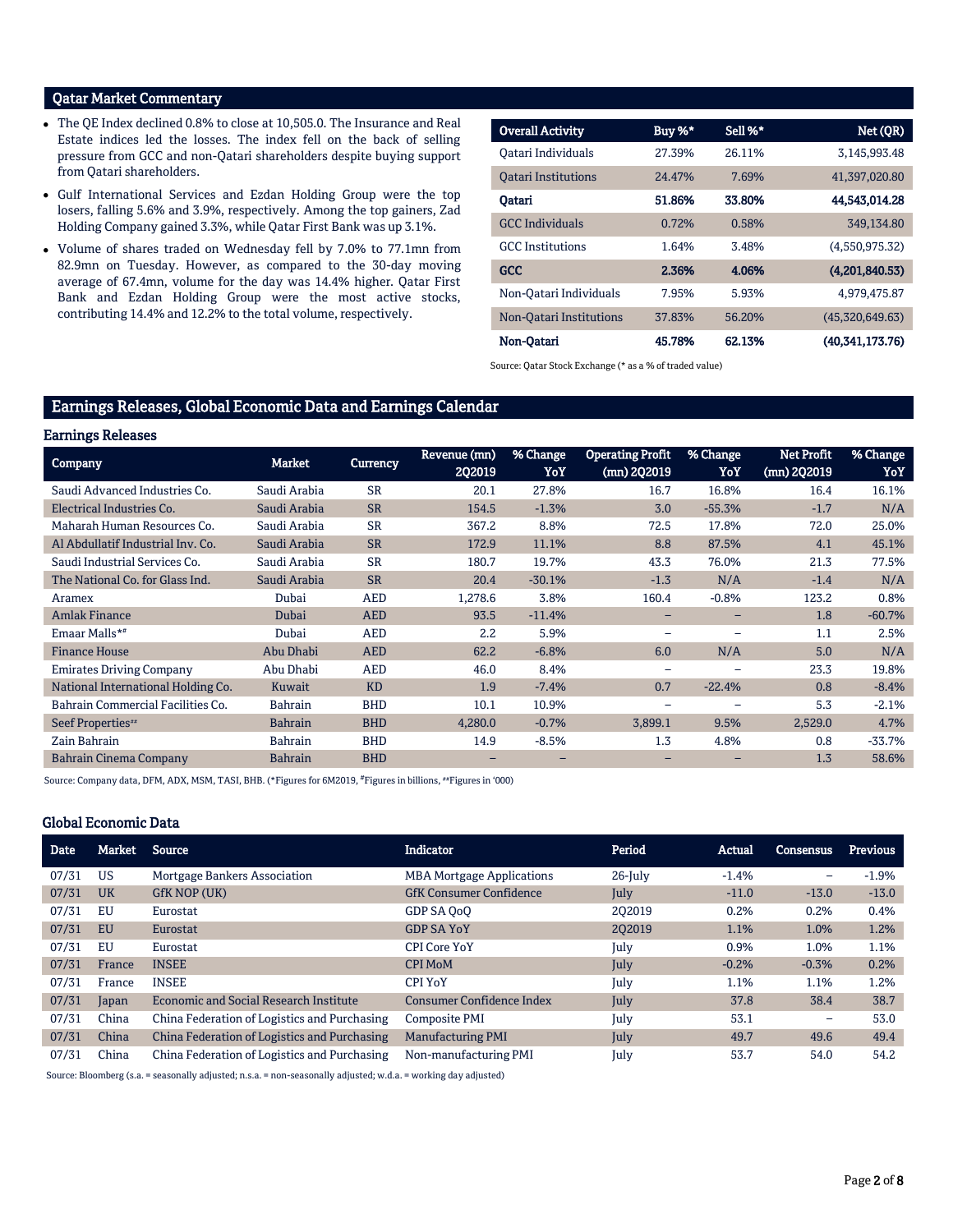## Qatar Market Commentary

- The QE Index declined 0.8% to close at 10,505.0. The Insurance and Real Estate indices led the losses. The index fell on the back of selling pressure from GCC and non-Qatari shareholders despite buying support from Qatari shareholders.
- Gulf International Services and Ezdan Holding Group were the top losers, falling 5.6% and 3.9%, respectively. Among the top gainers, Zad Holding Company gained 3.3%, while Qatar First Bank was up 3.1%.
- Volume of shares traded on Wednesday fell by 7.0% to 77.1mn from 82.9mn on Tuesday. However, as compared to the 30-day moving average of 67.4mn, volume for the day was 14.4% higher. Qatar First Bank and Ezdan Holding Group were the most active stocks, contributing 14.4% and 12.2% to the total volume, respectively.

| Overall Activity | Buy %* | Sell %* | Net (QR) |
|---|---|---|---|
| Qatari Individuals | 27.39% | 26.11% | 3,145,993.48 |
| Qatari Institutions | 24.47% | 7.69% | 41,397,020.80 |
| **Qatari** | **51.86%** | **33.80%** | **44,543,014.28** |
| GCC Individuals | 0.72% | 0.58% | 349,134.80 |
| GCC Institutions | 1.64% | 3.48% | (4,550,975.32) |
| **GCC** | **2.36%** | **4.06%** | **(4,201,840.53)** |
| Non-Qatari Individuals | 7.95% | 5.93% | 4,979,475.87 |
| Non-Qatari Institutions | 37.83% | 56.20% | (45,320,649.63) |
| **Non-Qatari** | **45.78%** | **62.13%** | **(40,341,173.76)** |

Source: Qatar Stock Exchange (* as a % of traded value)

## Earnings Releases, Global Economic Data and Earnings Calendar

### Earnings Releases

| Company | Market | Currency | Revenue (mn) 2Q2019 | % Change YoY | Operating Profit (mn) 2Q2019 | % Change YoY | Net Profit (mn) 2Q2019 | % Change YoY |
|---|---|---|---|---|---|---|---|---|
| Saudi Advanced Industries Co. | Saudi Arabia | SR | 20.1 | 27.8% | 16.7 | 16.8% | 16.4 | 16.1% |
| Electrical Industries Co. | Saudi Arabia | SR | 154.5 | -1.3% | 3.0 | -55.3% | -1.7 | N/A |
| Maharah Human Resources Co. | Saudi Arabia | SR | 367.2 | 8.8% | 72.5 | 17.8% | 72.0 | 25.0% |
| Al Abdullatif Industrial Inv. Co. | Saudi Arabia | SR | 172.9 | 11.1% | 8.8 | 87.5% | 4.1 | 45.1% |
| Saudi Industrial Services Co. | Saudi Arabia | SR | 180.7 | 19.7% | 43.3 | 76.0% | 21.3 | 77.5% |
| The National Co. for Glass Ind. | Saudi Arabia | SR | 20.4 | -30.1% | -1.3 | N/A | -1.4 | N/A |
| Aramex | Dubai | AED | 1,278.6 | 3.8% | 160.4 | -0.8% | 123.2 | 0.8% |
| Amlak Finance | Dubai | AED | 93.5 | -11.4% | – | – | 1.8 | -60.7% |
| Emaar Malls*# | Dubai | AED | 2.2 | 5.9% | – | – | 1.1 | 2.5% |
| Finance House | Abu Dhabi | AED | 62.2 | -6.8% | 6.0 | N/A | 5.0 | N/A |
| Emirates Driving Company | Abu Dhabi | AED | 46.0 | 8.4% | – | – | 23.3 | 19.8% |
| National International Holding Co. | Kuwait | KD | 1.9 | -7.4% | 0.7 | -22.4% | 0.8 | -8.4% |
| Bahrain Commercial Facilities Co. | Bahrain | BHD | 10.1 | 10.9% | – | – | 5.3 | -2.1% |
| Seef Properties## | Bahrain | BHD | 4,280.0 | -0.7% | 3,899.1 | 9.5% | 2,529.0 | 4.7% |
| Zain Bahrain | Bahrain | BHD | 14.9 | -8.5% | 1.3 | 4.8% | 0.8 | -33.7% |
| Bahrain Cinema Company | Bahrain | BHD | – | – | – | – | 1.3 | 58.6% |

Source: Company data, DFM, ADX, MSM, TASI, BHB. (*Figures for 6M2019, #Figures in billions, ##Figures in '000)

### Global Economic Data

| Date | Market | Source | Indicator | Period | Actual | Consensus | Previous |
|---|---|---|---|---|---|---|---|
| 07/31 | US | Mortgage Bankers Association | MBA Mortgage Applications | 26-July | -1.4% | – | -1.9% |
| 07/31 | UK | GfK NOP (UK) | GfK Consumer Confidence | July | -11.0 | -13.0 | -13.0 |
| 07/31 | EU | Eurostat | GDP SA QoQ | 2Q2019 | 0.2% | 0.2% | 0.4% |
| 07/31 | EU | Eurostat | GDP SA YoY | 2Q2019 | 1.1% | 1.0% | 1.2% |
| 07/31 | EU | Eurostat | CPI Core YoY | July | 0.9% | 1.0% | 1.1% |
| 07/31 | France | INSEE | CPI MoM | July | -0.2% | -0.3% | 0.2% |
| 07/31 | France | INSEE | CPI YoY | July | 1.1% | 1.1% | 1.2% |
| 07/31 | Japan | Economic and Social Research Institute | Consumer Confidence Index | July | 37.8 | 38.4 | 38.7 |
| 07/31 | China | China Federation of Logistics and Purchasing | Composite PMI | July | 53.1 | – | 53.0 |
| 07/31 | China | China Federation of Logistics and Purchasing | Manufacturing PMI | July | 49.7 | 49.6 | 49.4 |
| 07/31 | China | China Federation of Logistics and Purchasing | Non-manufacturing PMI | July | 53.7 | 54.0 | 54.2 |

Source: Bloomberg (s.a. = seasonally adjusted; n.s.a. = non-seasonally adjusted; w.d.a. = working day adjusted)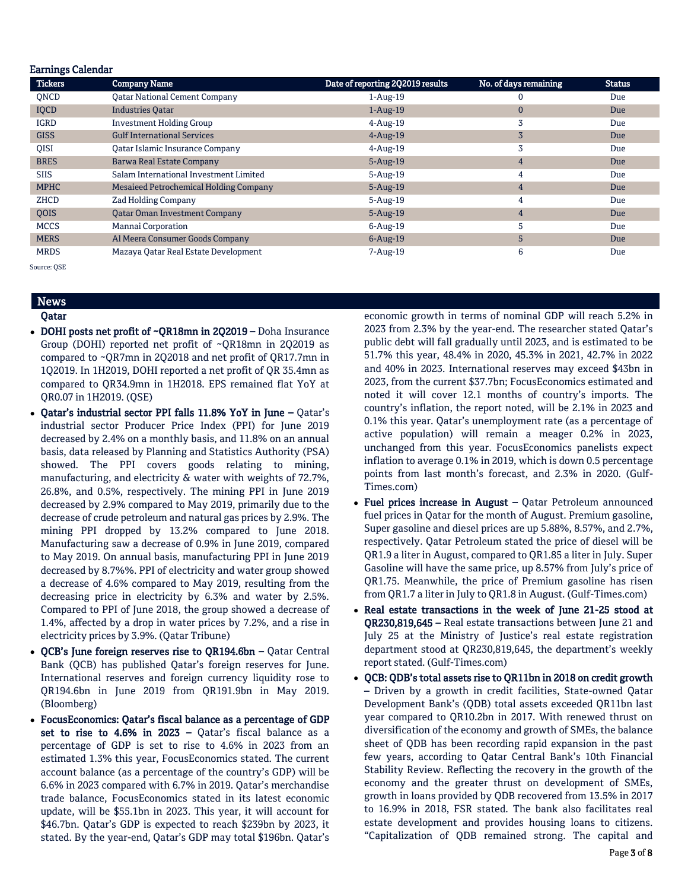## Earnings Calendar

| Tickers | Company Name | Date of reporting 2Q2019 results | No. of days remaining | Status |
|---|---|---|---|---|
| QNCD | Qatar National Cement Company | 1-Aug-19 | 0 | Due |
| IQCD | Industries Qatar | 1-Aug-19 | 0 | Due |
| IGRD | Investment Holding Group | 4-Aug-19 | 3 | Due |
| GISS | Gulf International Services | 4-Aug-19 | 3 | Due |
| QISI | Qatar Islamic Insurance Company | 4-Aug-19 | 3 | Due |
| BRES | Barwa Real Estate Company | 5-Aug-19 | 4 | Due |
| SIIS | Salam International Investment Limited | 5-Aug-19 | 4 | Due |
| MPHC | Mesaieed Petrochemical Holding Company | 5-Aug-19 | 4 | Due |
| ZHCD | Zad Holding Company | 5-Aug-19 | 4 | Due |
| QOIS | Qatar Oman Investment Company | 5-Aug-19 | 4 | Due |
| MCCS | Mannai Corporation | 6-Aug-19 | 5 | Due |
| MERS | Al Meera Consumer Goods Company | 6-Aug-19 | 5 | Due |
| MRDS | Mazaya Qatar Real Estate Development | 7-Aug-19 | 6 | Due |

Source: QSE

## News

### Qatar

- **DOHI posts net profit of ~QR18mn in 2Q2019 –** Doha Insurance Group (DOHI) reported net profit of ~QR18mn in 2Q2019 as compared to ~QR7mn in 2Q2018 and net profit of QR17.7mn in 1Q2019. In 1H2019, DOHI reported a net profit of QR 35.4mn as compared to QR34.9mn in 1H2018. EPS remained flat YoY at QR0.07 in 1H2019. (QSE)
- **Qatar's industrial sector PPI falls 11.8% YoY in June –** Qatar's industrial sector Producer Price Index (PPI) for June 2019 decreased by 2.4% on a monthly basis, and 11.8% on an annual basis, data released by Planning and Statistics Authority (PSA) showed. The PPI covers goods relating to mining, manufacturing, and electricity & water with weights of 72.7%, 26.8%, and 0.5%, respectively. The mining PPI in June 2019 decreased by 2.9% compared to May 2019, primarily due to the decrease of crude petroleum and natural gas prices by 2.9%. The mining PPI dropped by 13.2% compared to June 2018. Manufacturing saw a decrease of 0.9% in June 2019, compared to May 2019. On annual basis, manufacturing PPI in June 2019 decreased by 8.7%%. PPI of electricity and water group showed a decrease of 4.6% compared to May 2019, resulting from the decreasing price in electricity by 6.3% and water by 2.5%. Compared to PPI of June 2018, the group showed a decrease of 1.4%, affected by a drop in water prices by 7.2%, and a rise in electricity prices by 3.9%. (Qatar Tribune)
- **QCB's June foreign reserves rise to QR194.6bn –** Qatar Central Bank (QCB) has published Qatar's foreign reserves for June. International reserves and foreign currency liquidity rose to QR194.6bn in June 2019 from QR191.9bn in May 2019. (Bloomberg)
- **FocusEconomics: Qatar's fiscal balance as a percentage of GDP set to rise to 4.6% in 2023 –** Qatar's fiscal balance as a percentage of GDP is set to rise to 4.6% in 2023 from an estimated 1.3% this year, FocusEconomics stated. The current account balance (as a percentage of the country's GDP) will be 6.6% in 2023 compared with 6.7% in 2019. Qatar's merchandise trade balance, FocusEconomics stated in its latest economic update, will be $55.1bn in 2023. This year, it will account for $46.7bn. Qatar's GDP is expected to reach $239bn by 2023, it stated. By the year-end, Qatar's GDP may total $196bn. Qatar's economic growth in terms of nominal GDP will reach 5.2% in 2023 from 2.3% by the year-end. The researcher stated Qatar's public debt will fall gradually until 2023, and is estimated to be 51.7% this year, 48.4% in 2020, 45.3% in 2021, 42.7% in 2022 and 40% in 2023. International reserves may exceed $43bn in 2023, from the current $37.7bn; FocusEconomics estimated and noted it will cover 12.1 months of country's imports. The country's inflation, the report noted, will be 2.1% in 2023 and 0.1% this year. Qatar's unemployment rate (as a percentage of active population) will remain a meager 0.2% in 2023, unchanged from this year. FocusEconomics panelists expect inflation to average 0.1% in 2019, which is down 0.5 percentage points from last month's forecast, and 2.3% in 2020. (Gulf-Times.com)
- **Fuel prices increase in August –** Qatar Petroleum announced fuel prices in Qatar for the month of August. Premium gasoline, Super gasoline and diesel prices are up 5.88%, 8.57%, and 2.7%, respectively. Qatar Petroleum stated the price of diesel will be QR1.9 a liter in August, compared to QR1.85 a liter in July. Super Gasoline will have the same price, up 8.57% from July's price of QR1.75. Meanwhile, the price of Premium gasoline has risen from QR1.7 a liter in July to QR1.8 in August. (Gulf-Times.com)
- **Real estate transactions in the week of June 21-25 stood at QR230,819,645 –** Real estate transactions between June 21 and July 25 at the Ministry of Justice's real estate registration department stood at QR230,819,645, the department's weekly report stated. (Gulf-Times.com)
- **QCB: QDB's total assets rise to QR11bn in 2018 on credit growth –** Driven by a growth in credit facilities, State-owned Qatar Development Bank's (QDB) total assets exceeded QR11bn last year compared to QR10.2bn in 2017. With renewed thrust on diversification of the economy and growth of SMEs, the balance sheet of QDB has been recording rapid expansion in the past few years, according to Qatar Central Bank's 10th Financial Stability Review. Reflecting the recovery in the growth of the economy and the greater thrust on development of SMEs, growth in loans provided by QDB recovered from 13.5% in 2017 to 16.9% in 2018, FSR stated. The bank also facilitates real estate development and provides housing loans to citizens. "Capitalization of QDB remained strong. The capital and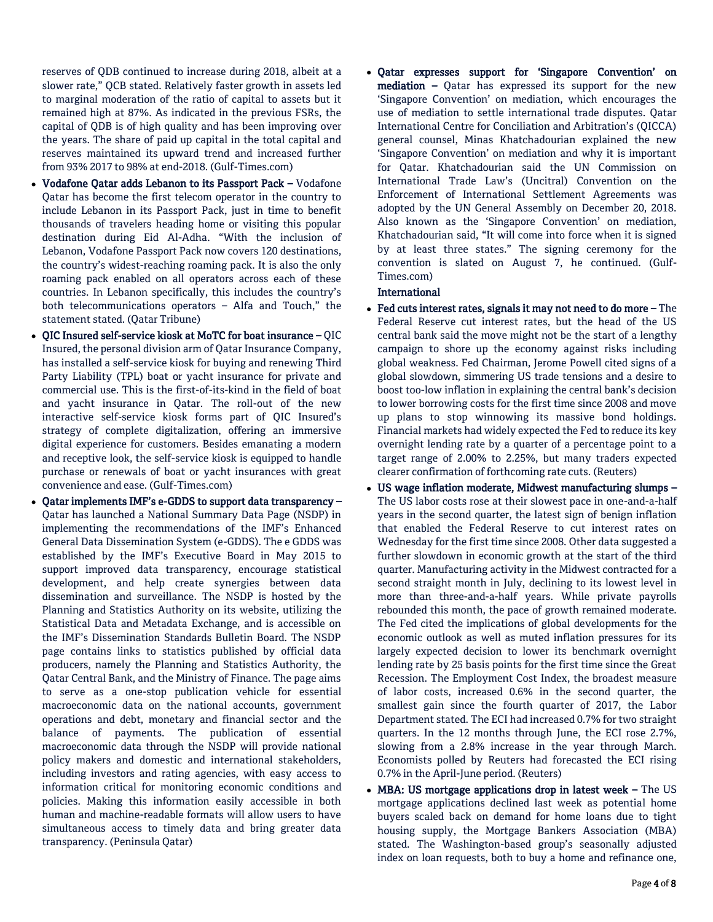reserves of QDB continued to increase during 2018, albeit at a slower rate," QCB stated. Relatively faster growth in assets led to marginal moderation of the ratio of capital to assets but it remained high at 87%. As indicated in the previous FSRs, the capital of QDB is of high quality and has been improving over the years. The share of paid up capital in the total capital and reserves maintained its upward trend and increased further from 93% 2017 to 98% at end-2018. (Gulf-Times.com)

- **Vodafone Qatar adds Lebanon to its Passport Pack –** Vodafone Qatar has become the first telecom operator in the country to include Lebanon in its Passport Pack, just in time to benefit thousands of travelers heading home or visiting this popular destination during Eid Al-Adha. "With the inclusion of Lebanon, Vodafone Passport Pack now covers 120 destinations, the country's widest-reaching roaming pack. It is also the only roaming pack enabled on all operators across each of these countries. In Lebanon specifically, this includes the country's both telecommunications operators – Alfa and Touch," the statement stated. (Qatar Tribune)
- **QIC Insured self-service kiosk at MoTC for boat insurance –** QIC Insured, the personal division arm of Qatar Insurance Company, has installed a self-service kiosk for buying and renewing Third Party Liability (TPL) boat or yacht insurance for private and commercial use. This is the first-of-its-kind in the field of boat and yacht insurance in Qatar. The roll-out of the new interactive self-service kiosk forms part of QIC Insured's strategy of complete digitalization, offering an immersive digital experience for customers. Besides emanating a modern and receptive look, the self-service kiosk is equipped to handle purchase or renewals of boat or yacht insurances with great convenience and ease. (Gulf-Times.com)
- **Qatar implements IMF's e-GDDS to support data transparency –** Qatar has launched a National Summary Data Page (NSDP) in implementing the recommendations of the IMF's Enhanced General Data Dissemination System (e-GDDS). The e GDDS was established by the IMF's Executive Board in May 2015 to support improved data transparency, encourage statistical development, and help create synergies between data dissemination and surveillance. The NSDP is hosted by the Planning and Statistics Authority on its website, utilizing the Statistical Data and Metadata Exchange, and is accessible on the IMF's Dissemination Standards Bulletin Board. The NSDP page contains links to statistics published by official data producers, namely the Planning and Statistics Authority, the Qatar Central Bank, and the Ministry of Finance. The page aims to serve as a one-stop publication vehicle for essential macroeconomic data on the national accounts, government operations and debt, monetary and financial sector and the balance of payments. The publication of essential macroeconomic data through the NSDP will provide national policy makers and domestic and international stakeholders, including investors and rating agencies, with easy access to information critical for monitoring economic conditions and policies. Making this information easily accessible in both human and machine-readable formats will allow users to have simultaneous access to timely data and bring greater data transparency. (Peninsula Qatar)
- **Qatar expresses support for 'Singapore Convention' on mediation –** Qatar has expressed its support for the new 'Singapore Convention' on mediation, which encourages the use of mediation to settle international trade disputes. Qatar International Centre for Conciliation and Arbitration's (QICCA) general counsel, Minas Khatchadourian explained the new 'Singapore Convention' on mediation and why it is important for Qatar. Khatchadourian said the UN Commission on International Trade Law's (Uncitral) Convention on the Enforcement of International Settlement Agreements was adopted by the UN General Assembly on December 20, 2018. Also known as the 'Singapore Convention' on mediation, Khatchadourian said, "It will come into force when it is signed by at least three states." The signing ceremony for the convention is slated on August 7, he continued. (Gulf-Times.com)

## International

- **Fed cuts interest rates, signals it may not need to do more –** The Federal Reserve cut interest rates, but the head of the US central bank said the move might not be the start of a lengthy campaign to shore up the economy against risks including global weakness. Fed Chairman, Jerome Powell cited signs of a global slowdown, simmering US trade tensions and a desire to boost too-low inflation in explaining the central bank's decision to lower borrowing costs for the first time since 2008 and move up plans to stop winnowing its massive bond holdings. Financial markets had widely expected the Fed to reduce its key overnight lending rate by a quarter of a percentage point to a target range of 2.00% to 2.25%, but many traders expected clearer confirmation of forthcoming rate cuts. (Reuters)
- **US wage inflation moderate, Midwest manufacturing slumps –** The US labor costs rose at their slowest pace in one-and-a-half years in the second quarter, the latest sign of benign inflation that enabled the Federal Reserve to cut interest rates on Wednesday for the first time since 2008. Other data suggested a further slowdown in economic growth at the start of the third quarter. Manufacturing activity in the Midwest contracted for a second straight month in July, declining to its lowest level in more than three-and-a-half years. While private payrolls rebounded this month, the pace of growth remained moderate. The Fed cited the implications of global developments for the economic outlook as well as muted inflation pressures for its largely expected decision to lower its benchmark overnight lending rate by 25 basis points for the first time since the Great Recession. The Employment Cost Index, the broadest measure of labor costs, increased 0.6% in the second quarter, the smallest gain since the fourth quarter of 2017, the Labor Department stated. The ECI had increased 0.7% for two straight quarters. In the 12 months through June, the ECI rose 2.7%, slowing from a 2.8% increase in the year through March. Economists polled by Reuters had forecasted the ECI rising 0.7% in the April-June period. (Reuters)
- **MBA: US mortgage applications drop in latest week –** The US mortgage applications declined last week as potential home buyers scaled back on demand for home loans due to tight housing supply, the Mortgage Bankers Association (MBA) stated. The Washington-based group's seasonally adjusted index on loan requests, both to buy a home and refinance one,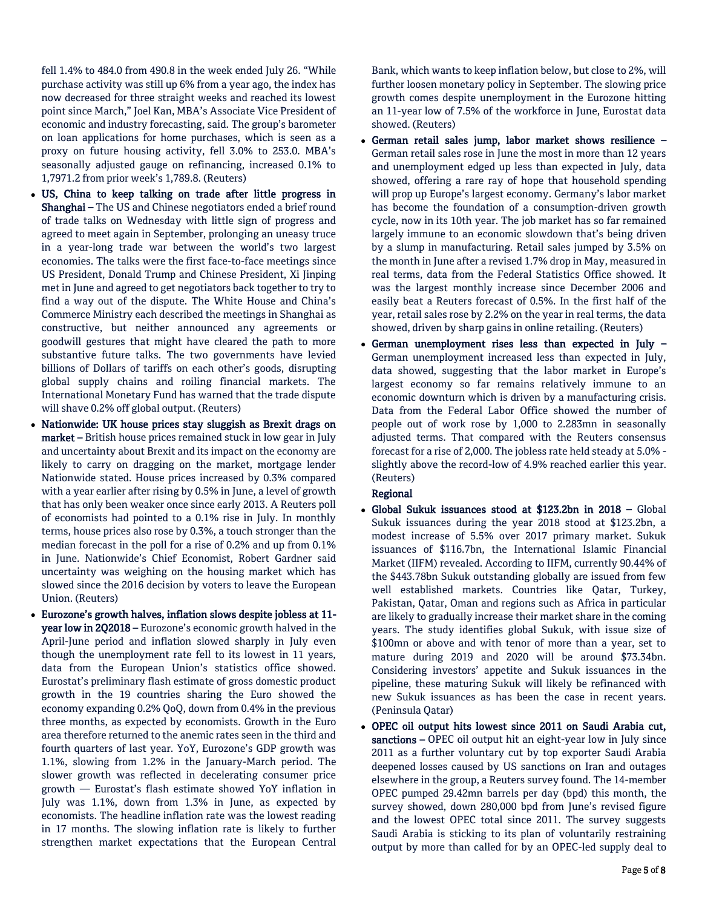fell 1.4% to 484.0 from 490.8 in the week ended July 26. "While purchase activity was still up 6% from a year ago, the index has now decreased for three straight weeks and reached its lowest point since March," Joel Kan, MBA's Associate Vice President of economic and industry forecasting, said. The group's barometer on loan applications for home purchases, which is seen as a proxy on future housing activity, fell 3.0% to 253.0. MBA's seasonally adjusted gauge on refinancing, increased 0.1% to 1,7971.2 from prior week's 1,789.8. (Reuters)

- **US, China to keep talking on trade after little progress in Shanghai –** The US and Chinese negotiators ended a brief round of trade talks on Wednesday with little sign of progress and agreed to meet again in September, prolonging an uneasy truce in a year-long trade war between the world's two largest economies. The talks were the first face-to-face meetings since US President, Donald Trump and Chinese President, Xi Jinping met in June and agreed to get negotiators back together to try to find a way out of the dispute. The White House and China's Commerce Ministry each described the meetings in Shanghai as constructive, but neither announced any agreements or goodwill gestures that might have cleared the path to more substantive future talks. The two governments have levied billions of Dollars of tariffs on each other's goods, disrupting global supply chains and roiling financial markets. The International Monetary Fund has warned that the trade dispute will shave 0.2% off global output. (Reuters)
- **Nationwide: UK house prices stay sluggish as Brexit drags on market –** British house prices remained stuck in low gear in July and uncertainty about Brexit and its impact on the economy are likely to carry on dragging on the market, mortgage lender Nationwide stated. House prices increased by 0.3% compared with a year earlier after rising by 0.5% in June, a level of growth that has only been weaker once since early 2013. A Reuters poll of economists had pointed to a 0.1% rise in July. In monthly terms, house prices also rose by 0.3%, a touch stronger than the median forecast in the poll for a rise of 0.2% and up from 0.1% in June. Nationwide's Chief Economist, Robert Gardner said uncertainty was weighing on the housing market which has slowed since the 2016 decision by voters to leave the European Union. (Reuters)
- **Eurozone's growth halves, inflation slows despite jobless at 11-year low in 2Q2018 –** Eurozone's economic growth halved in the April-June period and inflation slowed sharply in July even though the unemployment rate fell to its lowest in 11 years, data from the European Union's statistics office showed. Eurostat's preliminary flash estimate of gross domestic product growth in the 19 countries sharing the Euro showed the economy expanding 0.2% QoQ, down from 0.4% in the previous three months, as expected by economists. Growth in the Euro area therefore returned to the anemic rates seen in the third and fourth quarters of last year. YoY, Eurozone's GDP growth was 1.1%, slowing from 1.2% in the January-March period. The slower growth was reflected in decelerating consumer price growth — Eurostat's flash estimate showed YoY inflation in July was 1.1%, down from 1.3% in June, as expected by economists. The headline inflation rate was the lowest reading in 17 months. The slowing inflation rate is likely to further strengthen market expectations that the European Central Bank, which wants to keep inflation below, but close to 2%, will further loosen monetary policy in September. The slowing price growth comes despite unemployment in the Eurozone hitting an 11-year low of 7.5% of the workforce in June, Eurostat data showed. (Reuters)
- **German retail sales jump, labor market shows resilience –** German retail sales rose in June the most in more than 12 years and unemployment edged up less than expected in July, data showed, offering a rare ray of hope that household spending will prop up Europe's largest economy. Germany's labor market has become the foundation of a consumption-driven growth cycle, now in its 10th year. The job market has so far remained largely immune to an economic slowdown that's being driven by a slump in manufacturing. Retail sales jumped by 3.5% on the month in June after a revised 1.7% drop in May, measured in real terms, data from the Federal Statistics Office showed. It was the largest monthly increase since December 2006 and easily beat a Reuters forecast of 0.5%. In the first half of the year, retail sales rose by 2.2% on the year in real terms, the data showed, driven by sharp gains in online retailing. (Reuters)
- **German unemployment rises less than expected in July –** German unemployment increased less than expected in July, data showed, suggesting that the labor market in Europe's largest economy so far remains relatively immune to an economic downturn which is driven by a manufacturing crisis. Data from the Federal Labor Office showed the number of people out of work rose by 1,000 to 2.283mn in seasonally adjusted terms. That compared with the Reuters consensus forecast for a rise of 2,000. The jobless rate held steady at 5.0% - slightly above the record-low of 4.9% reached earlier this year. (Reuters)

**Regional**

- **Global Sukuk issuances stood at $123.2bn in 2018 –** Global Sukuk issuances during the year 2018 stood at $123.2bn, a modest increase of 5.5% over 2017 primary market. Sukuk issuances of $116.7bn, the International Islamic Financial Market (IIFM) revealed. According to IIFM, currently 90.44% of the $443.78bn Sukuk outstanding globally are issued from few well established markets. Countries like Qatar, Turkey, Pakistan, Qatar, Oman and regions such as Africa in particular are likely to gradually increase their market share in the coming years. The study identifies global Sukuk, with issue size of $100mn or above and with tenor of more than a year, set to mature during 2019 and 2020 will be around $73.34bn. Considering investors' appetite and Sukuk issuances in the pipeline, these maturing Sukuk will likely be refinanced with new Sukuk issuances as has been the case in recent years. (Peninsula Qatar)
- **OPEC oil output hits lowest since 2011 on Saudi Arabia cut, sanctions –** OPEC oil output hit an eight-year low in July since 2011 as a further voluntary cut by top exporter Saudi Arabia deepened losses caused by US sanctions on Iran and outages elsewhere in the group, a Reuters survey found. The 14-member OPEC pumped 29.42mn barrels per day (bpd) this month, the survey showed, down 280,000 bpd from June's revised figure and the lowest OPEC total since 2011. The survey suggests Saudi Arabia is sticking to its plan of voluntarily restraining output by more than called for by an OPEC-led supply deal to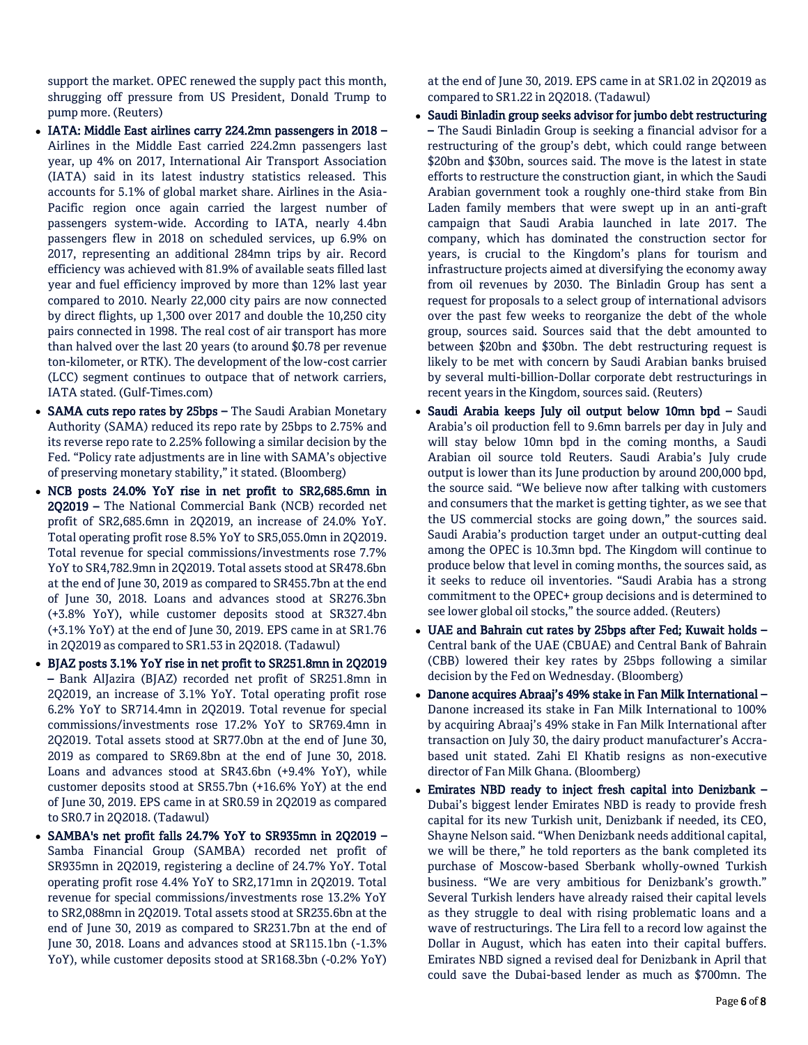support the market. OPEC renewed the supply pact this month, shrugging off pressure from US President, Donald Trump to pump more. (Reuters)

- **IATA: Middle East airlines carry 224.2mn passengers in 2018 –** Airlines in the Middle East carried 224.2mn passengers last year, up 4% on 2017, International Air Transport Association (IATA) said in its latest industry statistics released. This accounts for 5.1% of global market share. Airlines in the Asia-Pacific region once again carried the largest number of passengers system-wide. According to IATA, nearly 4.4bn passengers flew in 2018 on scheduled services, up 6.9% on 2017, representing an additional 284mn trips by air. Record efficiency was achieved with 81.9% of available seats filled last year and fuel efficiency improved by more than 12% last year compared to 2010. Nearly 22,000 city pairs are now connected by direct flights, up 1,300 over 2017 and double the 10,250 city pairs connected in 1998. The real cost of air transport has more than halved over the last 20 years (to around $0.78 per revenue ton-kilometer, or RTK). The development of the low-cost carrier (LCC) segment continues to outpace that of network carriers, IATA stated. (Gulf-Times.com)
- **SAMA cuts repo rates by 25bps –** The Saudi Arabian Monetary Authority (SAMA) reduced its repo rate by 25bps to 2.75% and its reverse repo rate to 2.25% following a similar decision by the Fed. "Policy rate adjustments are in line with SAMA's objective of preserving monetary stability," it stated. (Bloomberg)
- **NCB posts 24.0% YoY rise in net profit to SR2,685.6mn in 2Q2019 –** The National Commercial Bank (NCB) recorded net profit of SR2,685.6mn in 2Q2019, an increase of 24.0% YoY. Total operating profit rose 8.5% YoY to SR5,055.0mn in 2Q2019. Total revenue for special commissions/investments rose 7.7% YoY to SR4,782.9mn in 2Q2019. Total assets stood at SR478.6bn at the end of June 30, 2019 as compared to SR455.7bn at the end of June 30, 2018. Loans and advances stood at SR276.3bn (+3.8% YoY), while customer deposits stood at SR327.4bn (+3.1% YoY) at the end of June 30, 2019. EPS came in at SR1.76 in 2Q2019 as compared to SR1.53 in 2Q2018. (Tadawul)
- **BJAZ posts 3.1% YoY rise in net profit to SR251.8mn in 2Q2019 –** Bank AlJazira (BJAZ) recorded net profit of SR251.8mn in 2Q2019, an increase of 3.1% YoY. Total operating profit rose 6.2% YoY to SR714.4mn in 2Q2019. Total revenue for special commissions/investments rose 17.2% YoY to SR769.4mn in 2Q2019. Total assets stood at SR77.0bn at the end of June 30, 2019 as compared to SR69.8bn at the end of June 30, 2018. Loans and advances stood at SR43.6bn (+9.4% YoY), while customer deposits stood at SR55.7bn (+16.6% YoY) at the end of June 30, 2019. EPS came in at SR0.59 in 2Q2019 as compared to SR0.7 in 2Q2018. (Tadawul)
- **SAMBA's net profit falls 24.7% YoY to SR935mn in 2Q2019 –** Samba Financial Group (SAMBA) recorded net profit of SR935mn in 2Q2019, registering a decline of 24.7% YoY. Total operating profit rose 4.4% YoY to SR2,171mn in 2Q2019. Total revenue for special commissions/investments rose 13.2% YoY to SR2,088mn in 2Q2019. Total assets stood at SR235.6bn at the end of June 30, 2019 as compared to SR231.7bn at the end of June 30, 2018. Loans and advances stood at SR115.1bn (-1.3% YoY), while customer deposits stood at SR168.3bn (-0.2% YoY) at the end of June 30, 2019. EPS came in at SR1.02 in 2Q2019 as compared to SR1.22 in 2Q2018. (Tadawul)
- **Saudi Binladin group seeks advisor for jumbo debt restructuring –** The Saudi Binladin Group is seeking a financial advisor for a restructuring of the group's debt, which could range between $20bn and $30bn, sources said. The move is the latest in state efforts to restructure the construction giant, in which the Saudi Arabian government took a roughly one-third stake from Bin Laden family members that were swept up in an anti-graft campaign that Saudi Arabia launched in late 2017. The company, which has dominated the construction sector for years, is crucial to the Kingdom's plans for tourism and infrastructure projects aimed at diversifying the economy away from oil revenues by 2030. The Binladin Group has sent a request for proposals to a select group of international advisors over the past few weeks to reorganize the debt of the whole group, sources said. Sources said that the debt amounted to between $20bn and $30bn. The debt restructuring request is likely to be met with concern by Saudi Arabian banks bruised by several multi-billion-Dollar corporate debt restructurings in recent years in the Kingdom, sources said. (Reuters)
- **Saudi Arabia keeps July oil output below 10mn bpd –** Saudi Arabia's oil production fell to 9.6mn barrels per day in July and will stay below 10mn bpd in the coming months, a Saudi Arabian oil source told Reuters. Saudi Arabia's July crude output is lower than its June production by around 200,000 bpd, the source said. "We believe now after talking with customers and consumers that the market is getting tighter, as we see that the US commercial stocks are going down," the sources said. Saudi Arabia's production target under an output-cutting deal among the OPEC is 10.3mn bpd. The Kingdom will continue to produce below that level in coming months, the sources said, as it seeks to reduce oil inventories. "Saudi Arabia has a strong commitment to the OPEC+ group decisions and is determined to see lower global oil stocks," the source added. (Reuters)
- **UAE and Bahrain cut rates by 25bps after Fed; Kuwait holds –** Central bank of the UAE (CBUAE) and Central Bank of Bahrain (CBB) lowered their key rates by 25bps following a similar decision by the Fed on Wednesday. (Bloomberg)
- **Danone acquires Abraaj's 49% stake in Fan Milk International –** Danone increased its stake in Fan Milk International to 100% by acquiring Abraaj's 49% stake in Fan Milk International after transaction on July 30, the dairy product manufacturer's Accra-based unit stated. Zahi El Khatib resigns as non-executive director of Fan Milk Ghana. (Bloomberg)
- **Emirates NBD ready to inject fresh capital into Denizbank –** Dubai's biggest lender Emirates NBD is ready to provide fresh capital for its new Turkish unit, Denizbank if needed, its CEO, Shayne Nelson said. "When Denizbank needs additional capital, we will be there," he told reporters as the bank completed its purchase of Moscow-based Sberbank wholly-owned Turkish business. "We are very ambitious for Denizbank's growth." Several Turkish lenders have already raised their capital levels as they struggle to deal with rising problematic loans and a wave of restructurings. The Lira fell to a record low against the Dollar in August, which has eaten into their capital buffers. Emirates NBD signed a revised deal for Denizbank in April that could save the Dubai-based lender as much as $700mn. The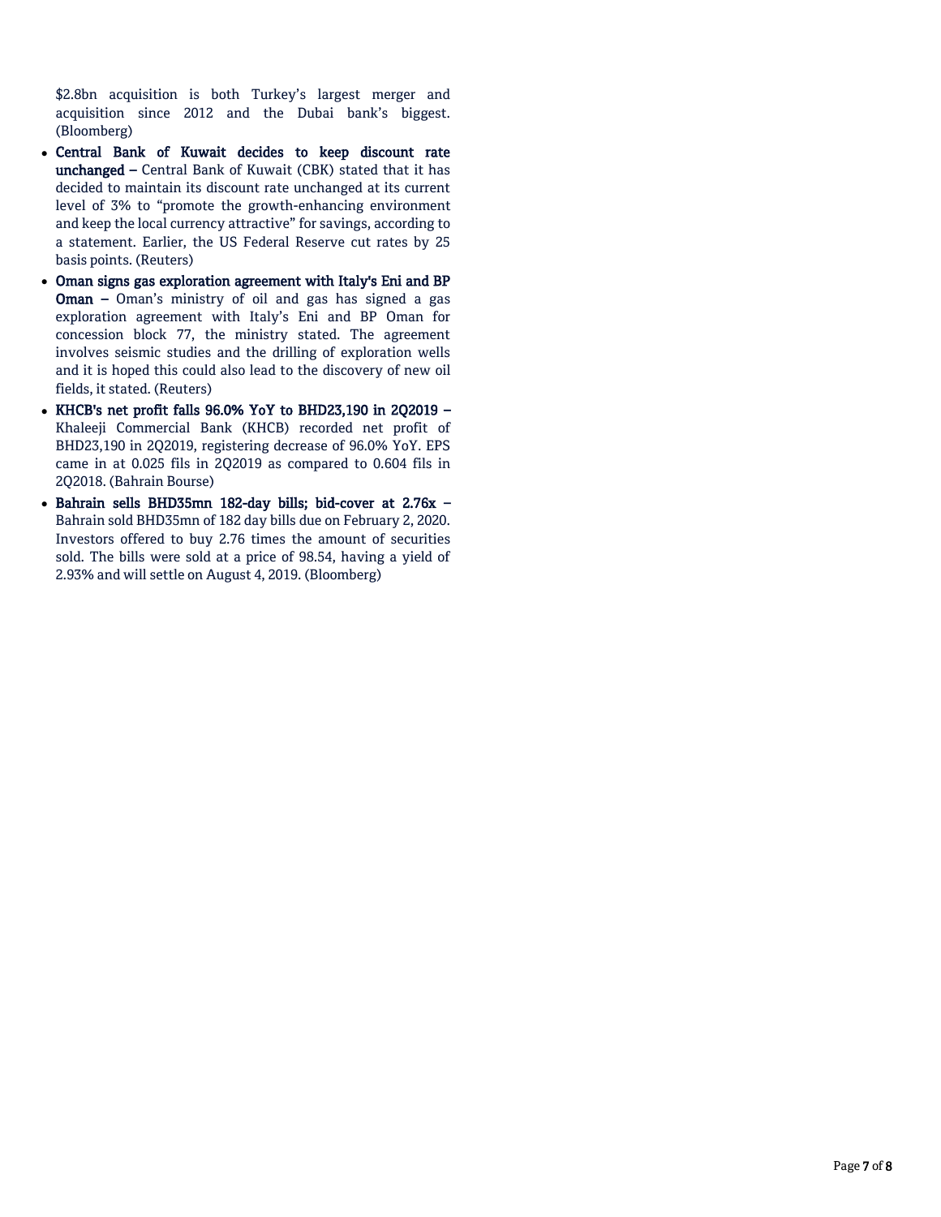$2.8bn acquisition is both Turkey's largest merger and acquisition since 2012 and the Dubai bank's biggest. (Bloomberg)

- **Central Bank of Kuwait decides to keep discount rate unchanged –** Central Bank of Kuwait (CBK) stated that it has decided to maintain its discount rate unchanged at its current level of 3% to "promote the growth-enhancing environment and keep the local currency attractive" for savings, according to a statement. Earlier, the US Federal Reserve cut rates by 25 basis points. (Reuters)
- **Oman signs gas exploration agreement with Italy's Eni and BP Oman –** Oman's ministry of oil and gas has signed a gas exploration agreement with Italy's Eni and BP Oman for concession block 77, the ministry stated. The agreement involves seismic studies and the drilling of exploration wells and it is hoped this could also lead to the discovery of new oil fields, it stated. (Reuters)
- **KHCB's net profit falls 96.0% YoY to BHD23,190 in 2Q2019 –** Khaleeji Commercial Bank (KHCB) recorded net profit of BHD23,190 in 2Q2019, registering decrease of 96.0% YoY. EPS came in at 0.025 fils in 2Q2019 as compared to 0.604 fils in 2Q2018. (Bahrain Bourse)
- **Bahrain sells BHD35mn 182-day bills; bid-cover at 2.76x –** Bahrain sold BHD35mn of 182 day bills due on February 2, 2020. Investors offered to buy 2.76 times the amount of securities sold. The bills were sold at a price of 98.54, having a yield of 2.93% and will settle on August 4, 2019. (Bloomberg)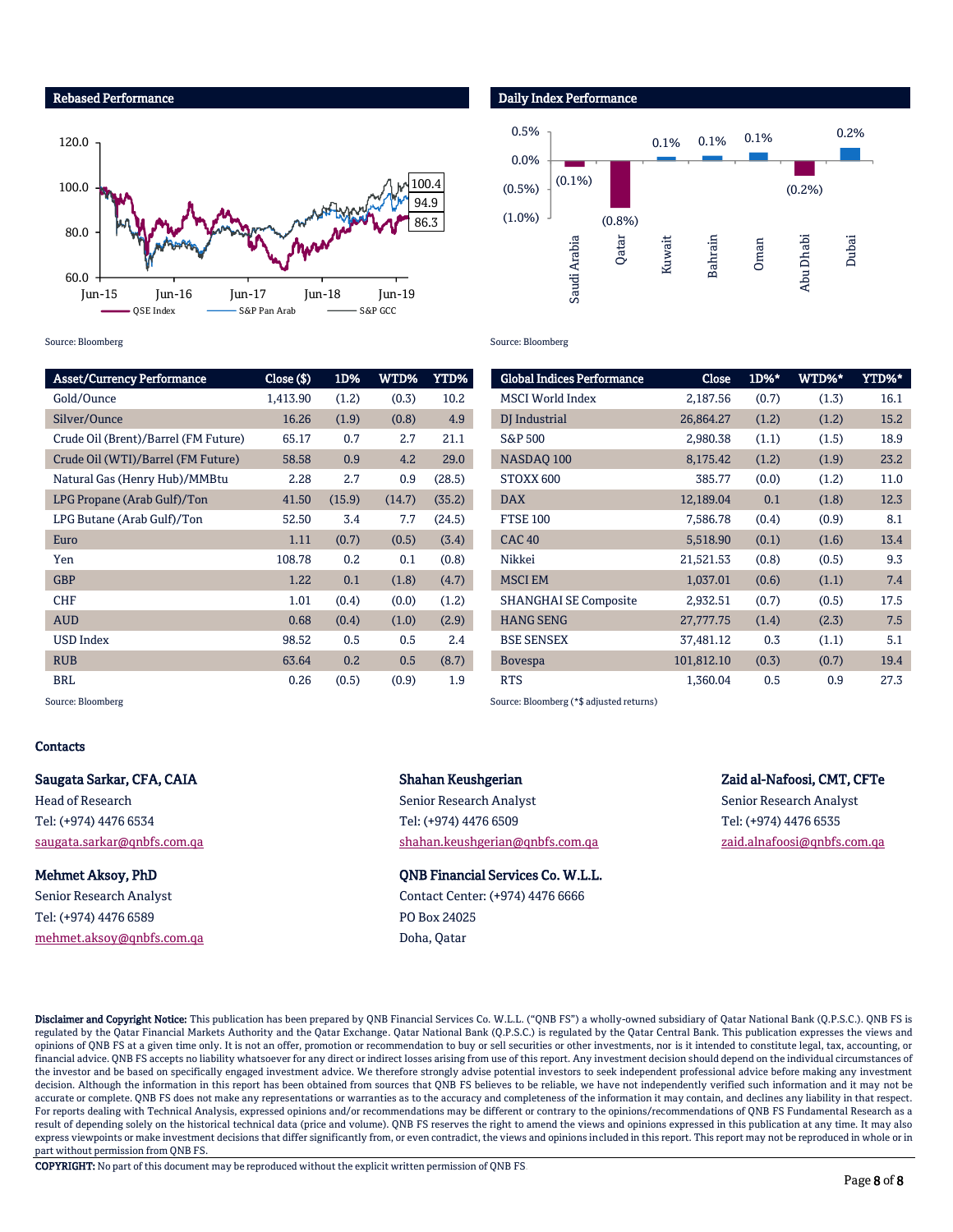## Rebased Performance

120.0
100.0
80.0
60.0
Jun-15
Jun-16
Jun-17
Jun-18
Jun-19
100.4
94.9
86.3
QSE Index
S&P Pan Arab
S&P GCC

Source: Bloomberg

## Daily Index Performance

0.5%
0.0%
(0.5%)
(1.0%)
(0.1%)
(0.8%)
0.1%
0.1%
0.1%
(0.2%)
0.2%
Saudi Arabia
Qatar
Kuwait
Bahrain
Oman
Abu Dhabi
Dubai

Source: Bloomberg

| Asset/Currency Performance | Close ($) | 1D% | WTD% | YTD% |
|---|---|---|---|---|
| Gold/Ounce | 1,413.90 | (1.2) | (0.3) | 10.2 |
| Silver/Ounce | 16.26 | (1.9) | (0.8) | 4.9 |
| Crude Oil (Brent)/Barrel (FM Future) | 65.17 | 0.7 | 2.7 | 21.1 |
| Crude Oil (WTI)/Barrel (FM Future) | 58.58 | 0.9 | 4.2 | 29.0 |
| Natural Gas (Henry Hub)/MMBtu | 2.28 | 2.7 | 0.9 | (28.5) |
| LPG Propane (Arab Gulf)/Ton | 41.50 | (15.9) | (14.7) | (35.2) |
| LPG Butane (Arab Gulf)/Ton | 52.50 | 3.4 | 7.7 | (24.5) |
| Euro | 1.11 | (0.7) | (0.5) | (3.4) |
| Yen | 108.78 | 0.2 | 0.1 | (0.8) |
| GBP | 1.22 | 0.1 | (1.8) | (4.7) |
| CHF | 1.01 | (0.4) | (0.0) | (1.2) |
| AUD | 0.68 | (0.4) | (1.0) | (2.9) |
| USD Index | 98.52 | 0.5 | 0.5 | 2.4 |
| RUB | 63.64 | 0.2 | 0.5 | (8.7) |
| BRL | 0.26 | (0.5) | (0.9) | 1.9 |

Source: Bloomberg

| Global Indices Performance | Close | 1D%* | WTD%* | YTD%* |
|---|---|---|---|---|
| MSCI World Index | 2,187.56 | (0.7) | (1.3) | 16.1 |
| DJ Industrial | 26,864.27 | (1.2) | (1.2) | 15.2 |
| S&P 500 | 2,980.38 | (1.1) | (1.5) | 18.9 |
| NASDAQ 100 | 8,175.42 | (1.2) | (1.9) | 23.2 |
| STOXX 600 | 385.77 | (0.0) | (1.2) | 11.0 |
| DAX | 12,189.04 | 0.1 | (1.8) | 12.3 |
| FTSE 100 | 7,586.78 | (0.4) | (0.9) | 8.1 |
| CAC 40 | 5,518.90 | (0.1) | (1.6) | 13.4 |
| Nikkei | 21,521.53 | (0.8) | (0.5) | 9.3 |
| MSCI EM | 1,037.01 | (0.6) | (1.1) | 7.4 |
| SHANGHAI SE Composite | 2,932.51 | (0.7) | (0.5) | 17.5 |
| HANG SENG | 27,777.75 | (1.4) | (2.3) | 7.5 |
| BSE SENSEX | 37,481.12 | 0.3 | (1.1) | 5.1 |
| Bovespa | 101,812.10 | (0.3) | (0.7) | 19.4 |
| RTS | 1,360.04 | 0.5 | 0.9 | 27.3 |

Source: Bloomberg (*$ adjusted returns)

## Contacts

**Saugata Sarkar, CFA, CAIA**
Head of Research
Tel: (+974) 4476 6534
saugata.sarkar@qnbfs.com.qa

**Shahan Keushgerian**
Senior Research Analyst
Tel: (+974) 4476 6509
shahan.keushgerian@qnbfs.com.qa

**Zaid al-Nafoosi, CMT, CFTe**
Senior Research Analyst
Tel: (+974) 4476 6535
zaid.alnafoosi@qnbfs.com.qa

**Mehmet Aksoy, PhD**
Senior Research Analyst
Tel: (+974) 4476 6589
mehmet.aksoy@qnbfs.com.qa

**QNB Financial Services Co. W.L.L.**
Contact Center: (+974) 4476 6666
PO Box 24025
Doha, Qatar

**Disclaimer and Copyright Notice:** This publication has been prepared by QNB Financial Services Co. W.L.L. ("QNB FS") a wholly-owned subsidiary of Qatar National Bank (Q.P.S.C.). QNB FS is regulated by the Qatar Financial Markets Authority and the Qatar Exchange. Qatar National Bank (Q.P.S.C.) is regulated by the Qatar Central Bank. This publication expresses the views and opinions of QNB FS at a given time only. It is not an offer, promotion or recommendation to buy or sell securities or other investments, nor is it intended to constitute legal, tax, accounting, or financial advice. QNB FS accepts no liability whatsoever for any direct or indirect losses arising from use of this report. Any investment decision should depend on the individual circumstances of the investor and be based on specifically engaged investment advice. We therefore strongly advise potential investors to seek independent professional advice before making any investment decision. Although the information in this report has been obtained from sources that QNB FS believes to be reliable, we have not independently verified such information and it may not be accurate or complete. QNB FS does not make any representations or warranties as to the accuracy and completeness of the information it may contain, and declines any liability in that respect. For reports dealing with Technical Analysis, expressed opinions and/or recommendations may be different or contrary to the opinions/recommendations of QNB FS Fundamental Research as a result of depending solely on the historical technical data (price and volume). QNB FS reserves the right to amend the views and opinions expressed in this publication at any time. It may also express viewpoints or make investment decisions that differ significantly from, or even contradict, the views and opinions included in this report. This report may not be reproduced in whole or in part without permission from QNB FS.

**COPYRIGHT:** No part of this document may be reproduced without the explicit written permission of QNB FS